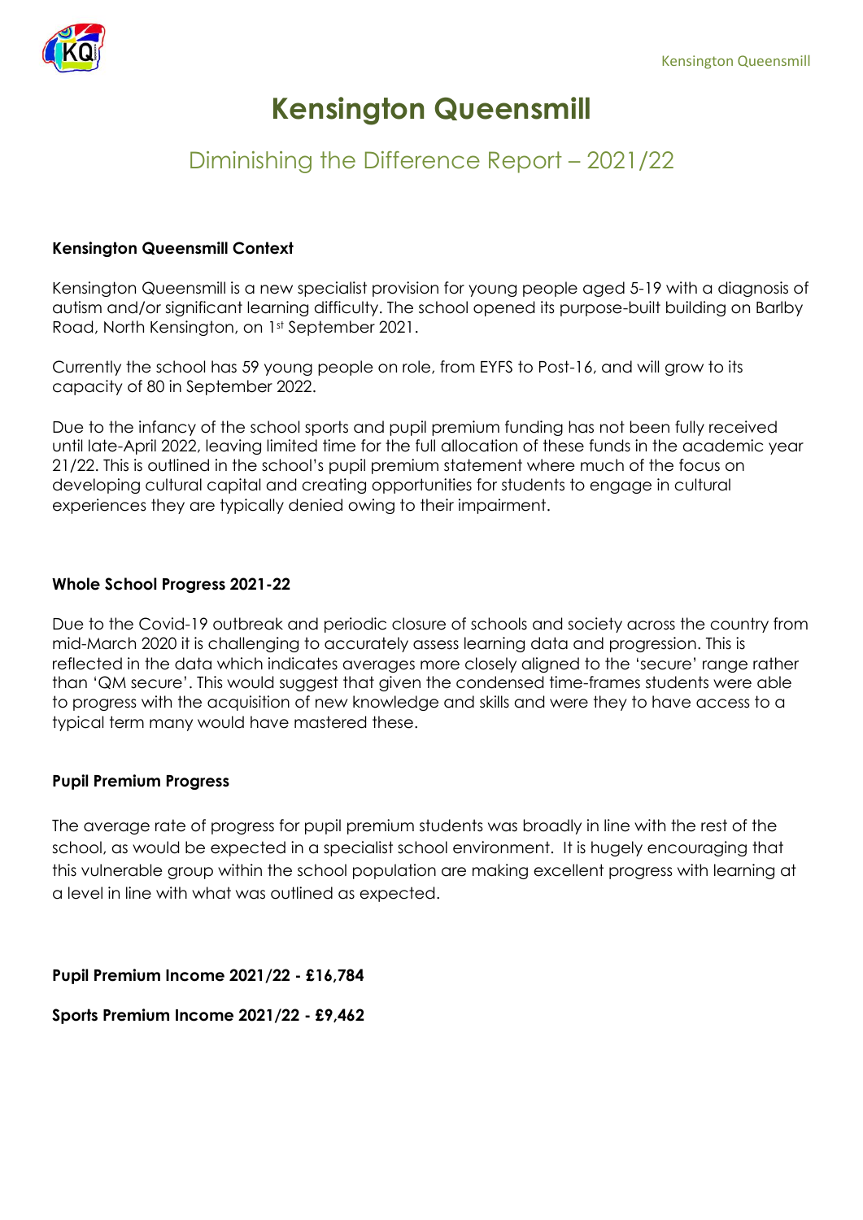# Kensington Queensmill

## Diminishing the Difference Report – 2021/22

**Kensington Queensmill Context**

Kensington Queensmill is a new specialist provision for young people aged 5-19 with a diagnosis of autism and/or significant learning difficulty. The school opened its purpose-built building on Barlby Road, North Kensington, on 1st September 2021.

Currently the school has 59 young people on role, from EYFS to Post-16, and will grow to its capacity of 80 in September 2022.

Due to the infancy of the school sports and pupil premium funding has not been fully received until late-April 2022, leaving limited time for the full allocation of these funds in the academic year 21/22. This is outlined in the school's pupil premium statement where much of the focus on developing cultural capital and creating opportunities for students to engage in cultural experiences they are typically denied owing to their impairment.

**Whole School Progress 2021-22**

Due to the Covid-19 outbreak and periodic closure of schools and society across the country from mid-March 2020 it is challenging to accurately assess learning data and progression. This is reflected in the data which indicates averages more closely aligned to the 'secure' range rather than 'QM secure'. This would suggest that given the condensed time-frames students were able to progress with the acquisition of new knowledge and skills and were they to have access to a typical term many would have mastered these.

**Pupil Premium Progress**

The average rate of progress for pupil premium students was broadly in line with the rest of the school, as would be expected in a specialist school environment. It is hugely encouraging that this vulnerable group within the school population are making excellent progress with learning at a level in line with what was outlined as expected.

**Pupil Premium Income 2021/22 - £16,784**

**Sports Premium Income 2021/22 - £9,462**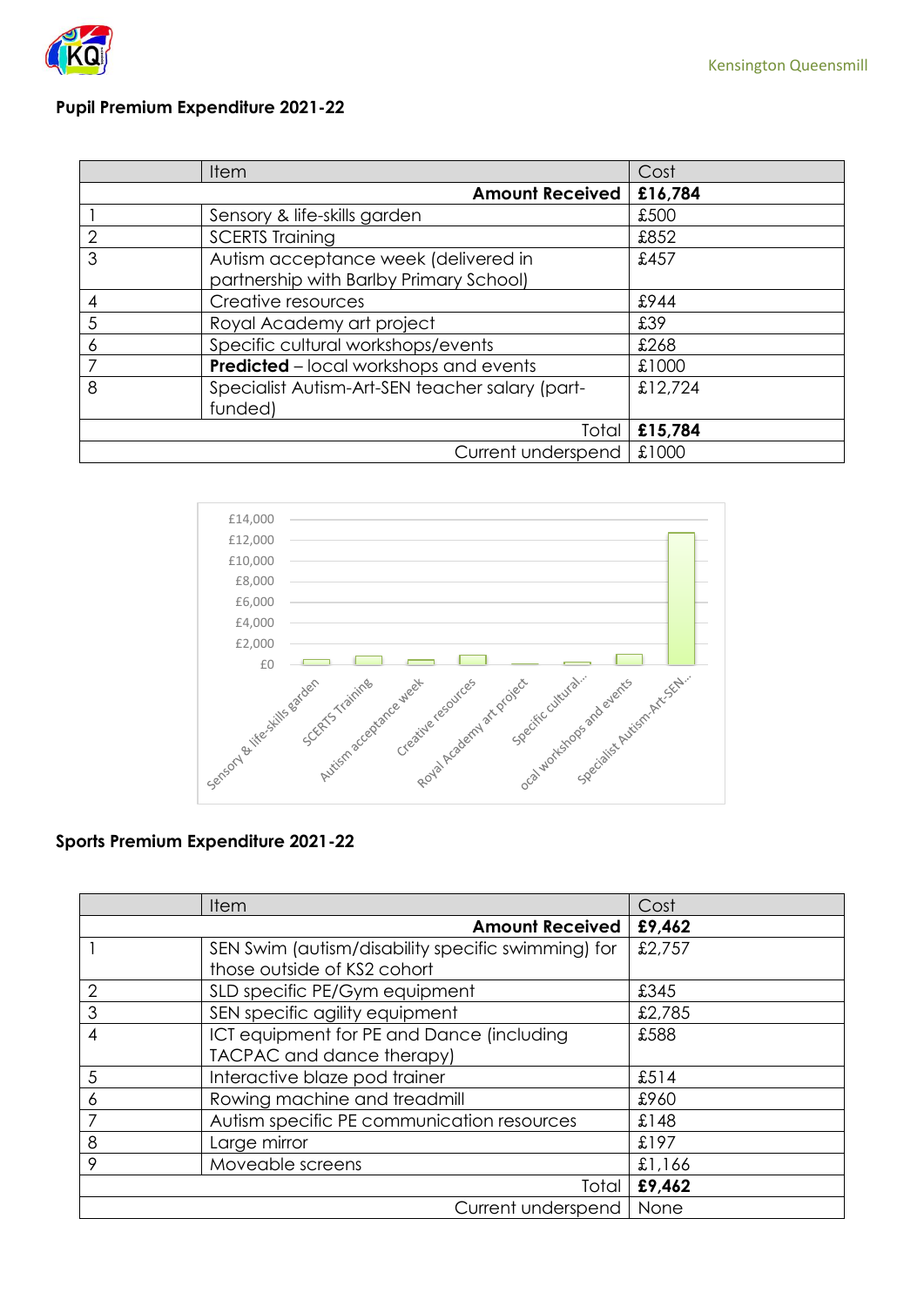## Pupil Premium Expenditure 2021-22

| | Item | Cost |
|---|---|---|
| | **Amount Received** | **£16,784** |
| 1 | Sensory & life-skills garden | £500 |
| 2 | SCERTS Training | £852 |
| 3 | Autism acceptance week (delivered in partnership with Barlby Primary School) | £457 |
| 4 | Creative resources | £944 |
| 5 | Royal Academy art project | £39 |
| 6 | Specific cultural workshops/events | £268 |
| 7 | **Predicted** – local workshops and events | £1000 |
| 8 | Specialist Autism-Art-SEN teacher salary (part-funded) | £12,724 |
| | Total | **£15,784** |
| | Current underspend | £1000 |

## Sports Premium Expenditure 2021-22

| | Item | Cost |
|---|---|---|
| | **Amount Received** | **£9,462** |
| 1 | SEN Swim (autism/disability specific swimming) for those outside of KS2 cohort | £2,757 |
| 2 | SLD specific PE/Gym equipment | £345 |
| 3 | SEN specific agility equipment | £2,785 |
| 4 | ICT equipment for PE and Dance (including TACPAC and dance therapy) | £588 |
| 5 | Interactive blaze pod trainer | £514 |
| 6 | Rowing machine and treadmill | £960 |
| 7 | Autism specific PE communication resources | £148 |
| 8 | Large mirror | £197 |
| 9 | Moveable screens | £1,166 |
| | Total | **£9,462** |
| | Current underspend | None |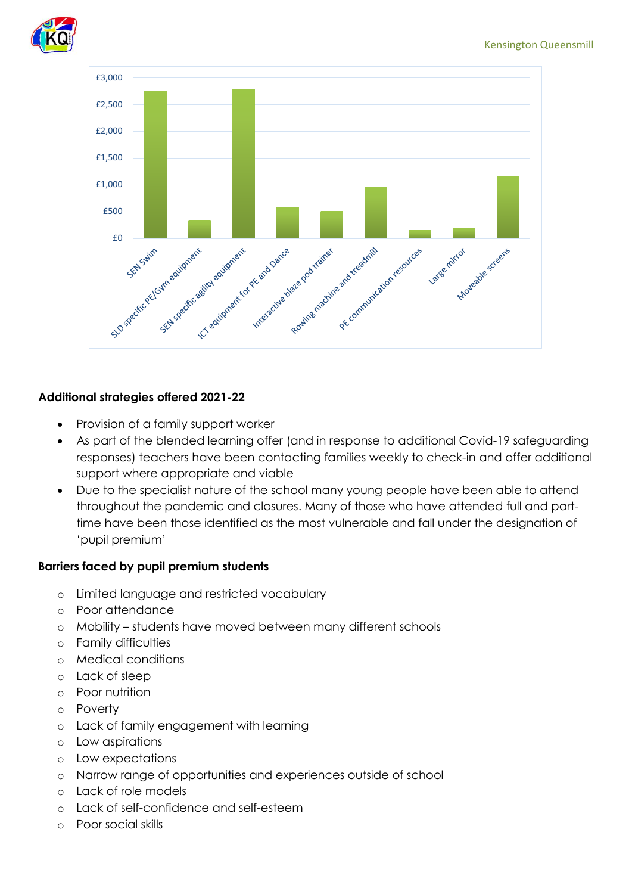| Item | Approximate cost |
| --- | --- |
| SEN Swim | £2,750 |
| SLD specific PE/Gym equipment | £340 |
| SEN specific agility equipment | £2,790 |
| ICT equipment for PE and Dance | £580 |
| Interactive blaze pod trainer | £510 |
| Rowing machine and treadmill | £960 |
| PE communication resources | £150 |
| Large mirror | £190 |
| Moveable screens | £1,160 |

**Additional strategies offered 2021-22**

- Provision of a family support worker
- As part of the blended learning offer (and in response to additional Covid-19 safeguarding responses) teachers have been contacting families weekly to check-in and offer additional support where appropriate and viable
- Due to the specialist nature of the school many young people have been able to attend throughout the pandemic and closures. Many of those who have attended full and part-time have been those identified as the most vulnerable and fall under the designation of 'pupil premium'

**Barriers faced by pupil premium students**

- Limited language and restricted vocabulary
- Poor attendance
- Mobility – students have moved between many different schools
- Family difficulties
- Medical conditions
- Lack of sleep
- Poor nutrition
- Poverty
- Lack of family engagement with learning
- Low aspirations
- Low expectations
- Narrow range of opportunities and experiences outside of school
- Lack of role models
- Lack of self-confidence and self-esteem
- Poor social skills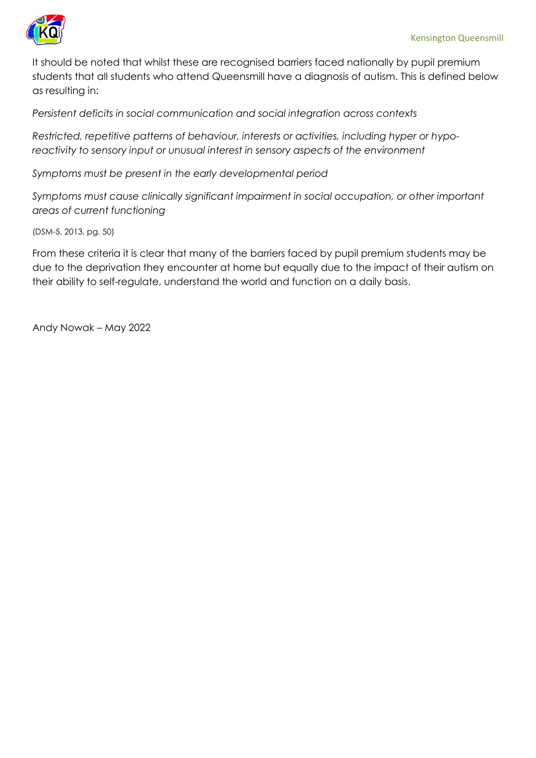It should be noted that whilst these are recognised barriers faced nationally by pupil premium students that all students who attend Queensmill have a diagnosis of autism. This is defined below as resulting in:

*Persistent deficits in social communication and social integration across contexts*

*Restricted, repetitive patterns of behaviour, interests or activities, including hyper or hypo-reactivity to sensory input or unusual interest in sensory aspects of the environment*

*Symptoms must be present in the early developmental period*

*Symptoms must cause clinically significant impairment in social occupation, or other important areas of current functioning*

(DSM-5, 2013, pg. 50)

From these criteria it is clear that many of the barriers faced by pupil premium students may be due to the deprivation they encounter at home but equally due to the impact of their autism on their ability to self-regulate, understand the world and function on a daily basis.

Andy Nowak – May 2022